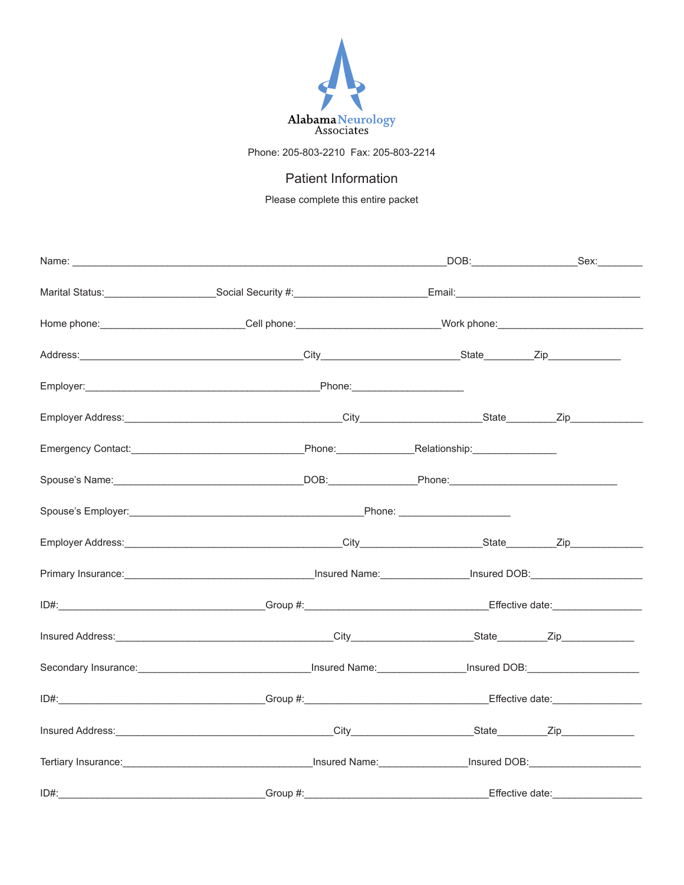Alabama Neurology Associates

Phone: 205-803-2210  Fax: 205-803-2214

# Patient Information

Please complete this entire packet

Name: ________________________________________________________________DOB:__________________Sex:________

Marital Status:___________________Social Security #:_______________________Email:_________________________________

Home phone:_________________________Cell phone:_________________________Work phone:___________________________

Address:_______________________________________City_________________________State_________Zip_____________

Employer:_________________________________________Phone:____________________

Employer Address:______________________________________City______________________State_________Zip_____________

Emergency Contact:______________________________Phone:_____________Relationship:_______________

Spouse's Name:_________________________________DOB:_______________Phone:______________________________

Spouse's Employer:_________________________________________Phone: ____________________

Employer Address:______________________________________City______________________State_________Zip_____________

Primary Insurance:_________________________________Insured Name:_______________Insured DOB:____________________

ID#:____________________________________Group #:________________________________Effective date:________________

Insured Address:______________________________________City______________________State_________Zip_____________

Secondary Insurance:______________________________Insured Name:_______________Insured DOB:____________________

ID#:____________________________________Group #:________________________________Effective date:________________

Insured Address:______________________________________City______________________State_________Zip_____________

Tertiary Insurance:_________________________________Insured Name:_______________Insured DOB:____________________

ID#:____________________________________Group #:________________________________Effective date:________________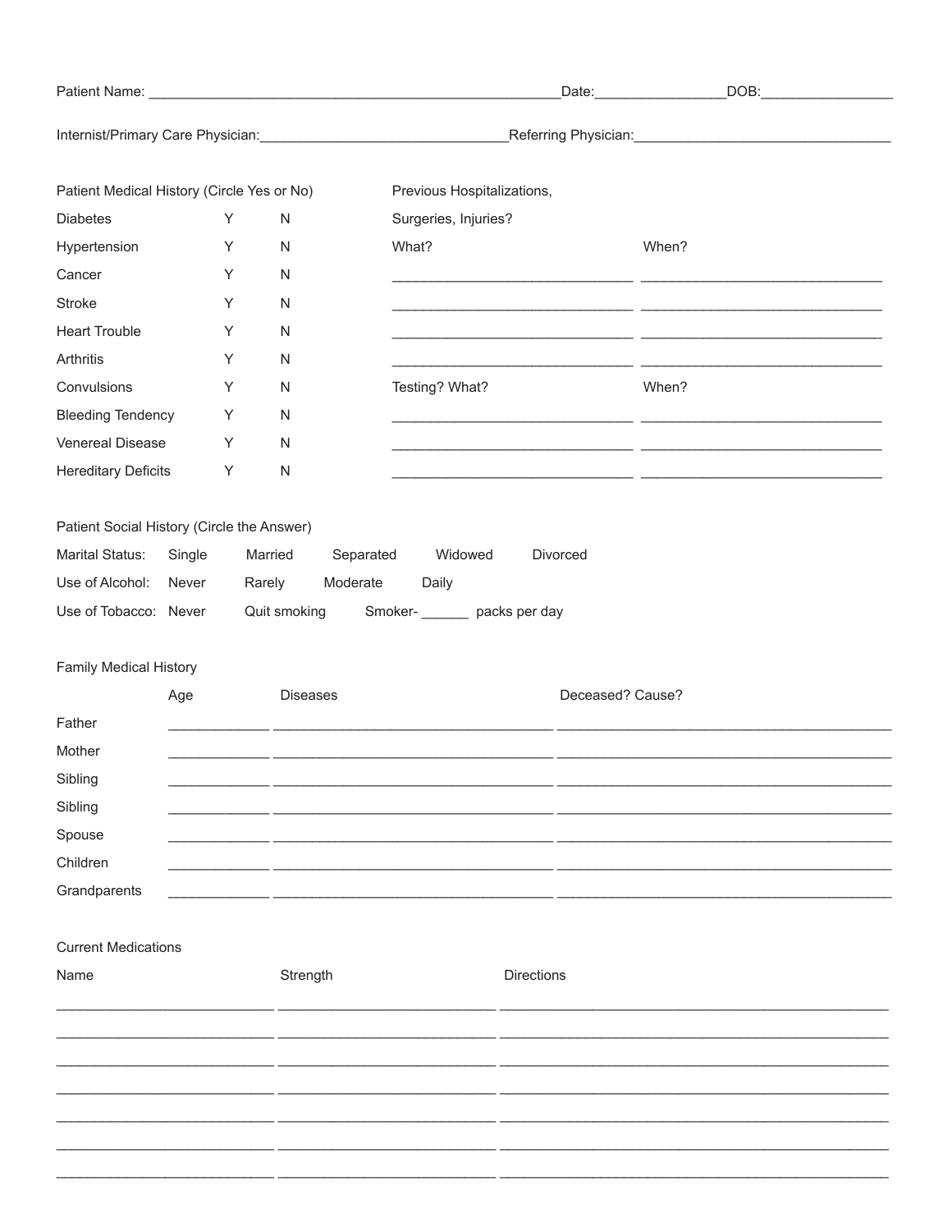Patient Name: ______________________________________________________ Date: ________________ DOB: _________________

Internist/Primary Care Physician: _______________________________ Referring Physician: _________________________________

| Patient Medical History (Circle Yes or No) | | |
|---|---|---|
| Diabetes | Y | N |
| Hypertension | Y | N |
| Cancer | Y | N |
| Stroke | Y | N |
| Heart Trouble | Y | N |
| Arthritis | Y | N |
| Convulsions | Y | N |
| Bleeding Tendency | Y | N |
| Venereal Disease | Y | N |
| Hereditary Deficits | Y | N |

Previous Hospitalizations, Surgeries, Injuries?

| What? | When? |
|---|---|
| | |
| | |
| | |
| | |

| Testing? What? | When? |
|---|---|
| | |
| | |
| | |

Patient Social History (Circle the Answer)

Marital Status: Single Married Separated Widowed Divorced

Use of Alcohol: Never Rarely Moderate Daily

Use of Tobacco: Never Quit smoking Smoker- ______ packs per day

Family Medical History

| | Age | Diseases | Deceased? Cause? |
|---|---|---|---|
| Father | | | |
| Mother | | | |
| Sibling | | | |
| Sibling | | | |
| Spouse | | | |
| Children | | | |
| Grandparents | | | |

Current Medications

| Name | Strength | Directions |
|---|---|---|
| | | |
| | | |
| | | |
| | | |
| | | |
| | | |
| | | |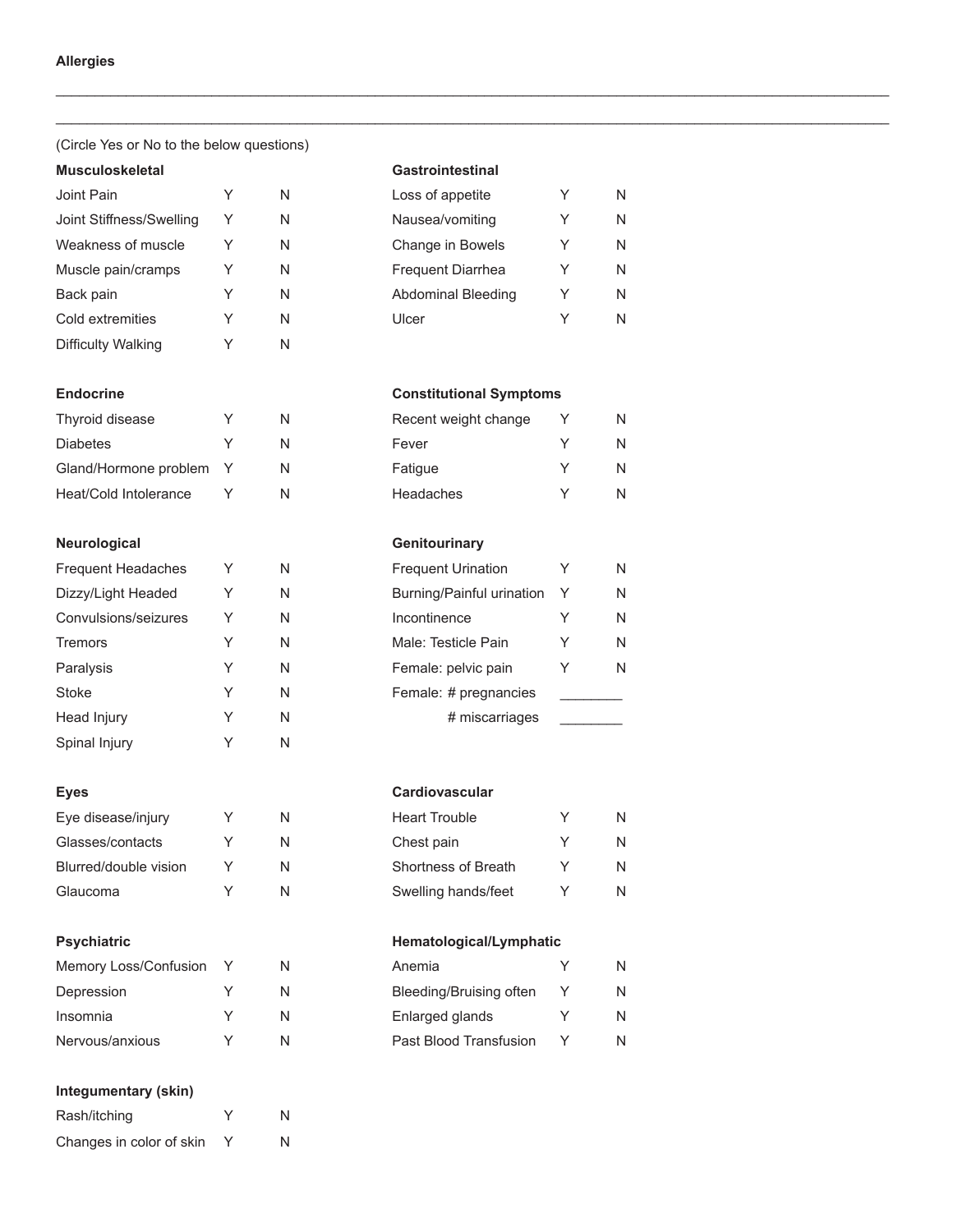**Allergies**

\_\_\_\_\_\_\_\_\_\_\_\_\_\_\_\_\_\_\_\_\_\_\_\_\_\_\_\_\_\_\_\_\_\_\_\_\_\_\_\_\_\_\_\_\_\_\_\_\_\_\_\_\_\_\_\_\_\_\_\_\_\_\_\_\_\_\_\_\_\_\_\_\_\_\_\_\_\_\_\_\_\_\_\_

\_\_\_\_\_\_\_\_\_\_\_\_\_\_\_\_\_\_\_\_\_\_\_\_\_\_\_\_\_\_\_\_\_\_\_\_\_\_\_\_\_\_\_\_\_\_\_\_\_\_\_\_\_\_\_\_\_\_\_\_\_\_\_\_\_\_\_\_\_\_\_\_\_\_\_\_\_\_\_\_\_\_\_\_

(Circle Yes or No to the below questions)

| **Musculoskeletal** | | | **Gastrointestinal** | | |
|---|---|---|---|---|---|
| Joint Pain | Y | N | Loss of appetite | Y | N |
| Joint Stiffness/Swelling | Y | N | Nausea/vomiting | Y | N |
| Weakness of muscle | Y | N | Change in Bowels | Y | N |
| Muscle pain/cramps | Y | N | Frequent Diarrhea | Y | N |
| Back pain | Y | N | Abdominal Bleeding | Y | N |
| Cold extremities | Y | N | Ulcer | Y | N |
| Difficulty Walking | Y | N | | | |

| **Endocrine** | | | **Constitutional Symptoms** | | |
|---|---|---|---|---|---|
| Thyroid disease | Y | N | Recent weight change | Y | N |
| Diabetes | Y | N | Fever | Y | N |
| Gland/Hormone problem | Y | N | Fatigue | Y | N |
| Heat/Cold Intolerance | Y | N | Headaches | Y | N |

| **Neurological** | | | **Genitourinary** | | |
|---|---|---|---|---|---|
| Frequent Headaches | Y | N | Frequent Urination | Y | N |
| Dizzy/Light Headed | Y | N | Burning/Painful urination | Y | N |
| Convulsions/seizures | Y | N | Incontinence | Y | N |
| Tremors | Y | N | Male: Testicle Pain | Y | N |
| Paralysis | Y | N | Female: pelvic pain | Y | N |
| Stoke | Y | N | Female: # pregnancies | \_\_\_\_\_\_\_\_ | |
| Head Injury | Y | N | # miscarriages | \_\_\_\_\_\_\_\_ | |
| Spinal Injury | Y | N | | | |

| **Eyes** | | | **Cardiovascular** | | |
|---|---|---|---|---|---|
| Eye disease/injury | Y | N | Heart Trouble | Y | N |
| Glasses/contacts | Y | N | Chest pain | Y | N |
| Blurred/double vision | Y | N | Shortness of Breath | Y | N |
| Glaucoma | Y | N | Swelling hands/feet | Y | N |

| **Psychiatric** | | | **Hematological/Lymphatic** | | |
|---|---|---|---|---|---|
| Memory Loss/Confusion | Y | N | Anemia | Y | N |
| Depression | Y | N | Bleeding/Bruising often | Y | N |
| Insomnia | Y | N | Enlarged glands | Y | N |
| Nervous/anxious | Y | N | Past Blood Transfusion | Y | N |

| **Integumentary (skin)** | | |
|---|---|---|
| Rash/itching | Y | N |
| Changes in color of skin | Y | N |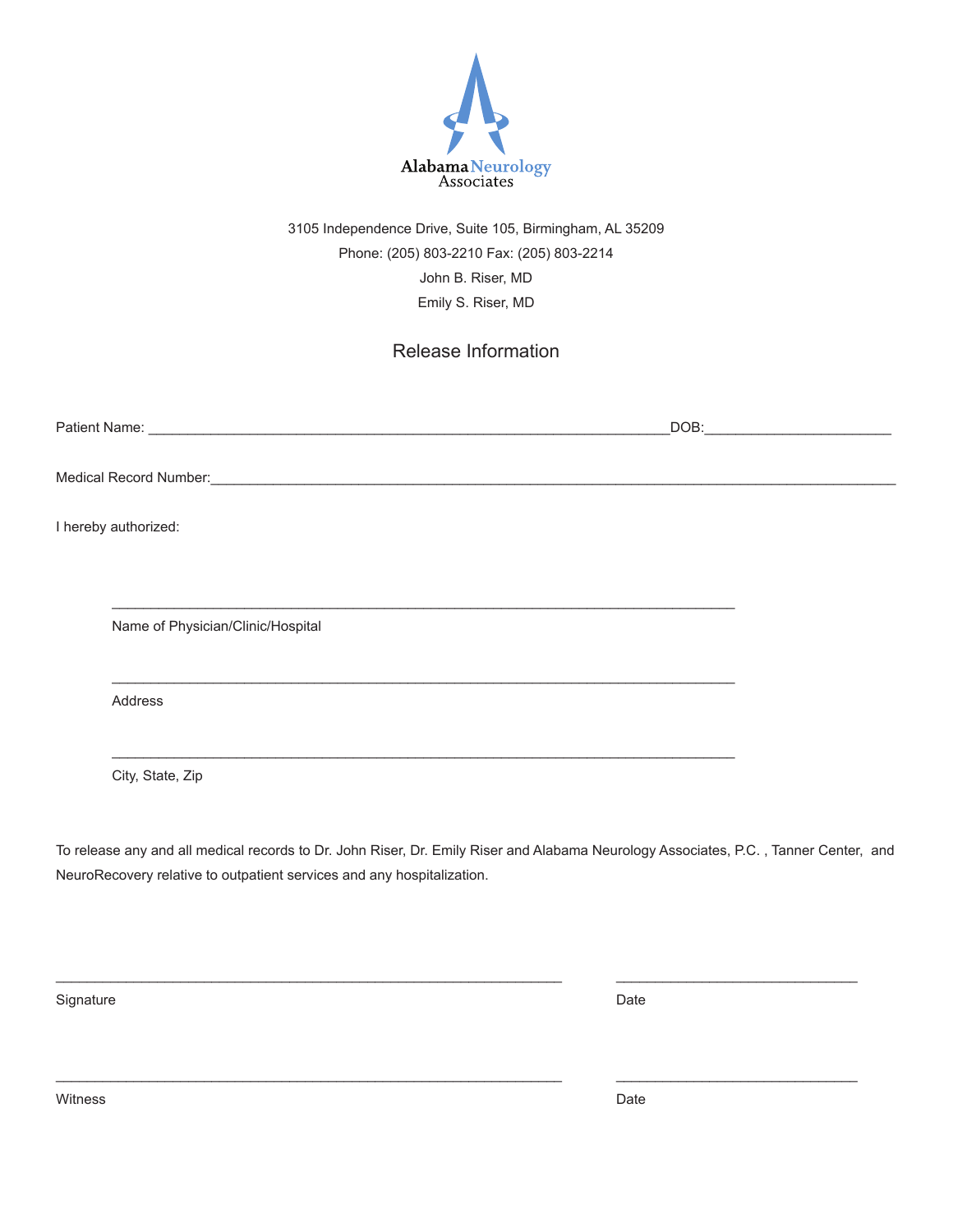**Alabama Neurology Associates**

3105 Independence Drive, Suite 105, Birmingham, AL 35209

Phone: (205) 803-2210 Fax: (205) 803-2214

John B. Riser, MD

Emily S. Riser, MD

# Release Information

Patient Name: ______________________________________________________________DOB:______________________

Medical Record Number:_________________________________________________________________________________

I hereby authorized:

___________________________________________________________________________

Name of Physician/Clinic/Hospital

___________________________________________________________________________

Address

___________________________________________________________________________

City, State, Zip

To release any and all medical records to Dr. John Riser, Dr. Emily Riser and Alabama Neurology Associates, P.C. , Tanner Center, and NeuroRecovery relative to outpatient services and any hospitalization.

____________________________________________________________ ____________________________

Signature Date

____________________________________________________________ ____________________________

Witness Date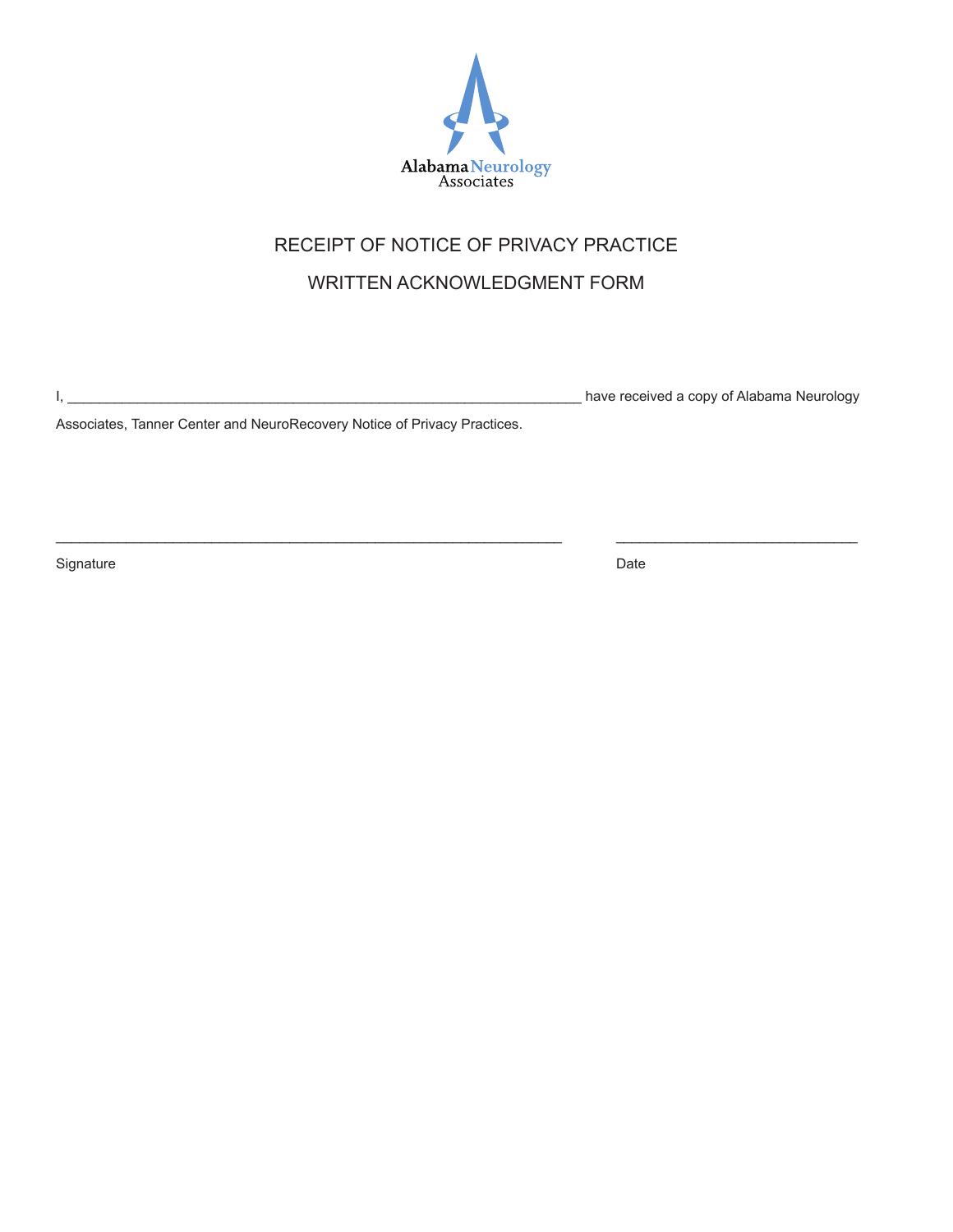Alabama Neurology Associates

# RECEIPT OF NOTICE OF PRIVACY PRACTICE

## WRITTEN ACKNOWLEDGMENT FORM

I, ________________________________________________________________ have received a copy of Alabama Neurology Associates, Tanner Center and NeuroRecovery Notice of Privacy Practices.

_______________________________________________________________ ______________________________

Signature Date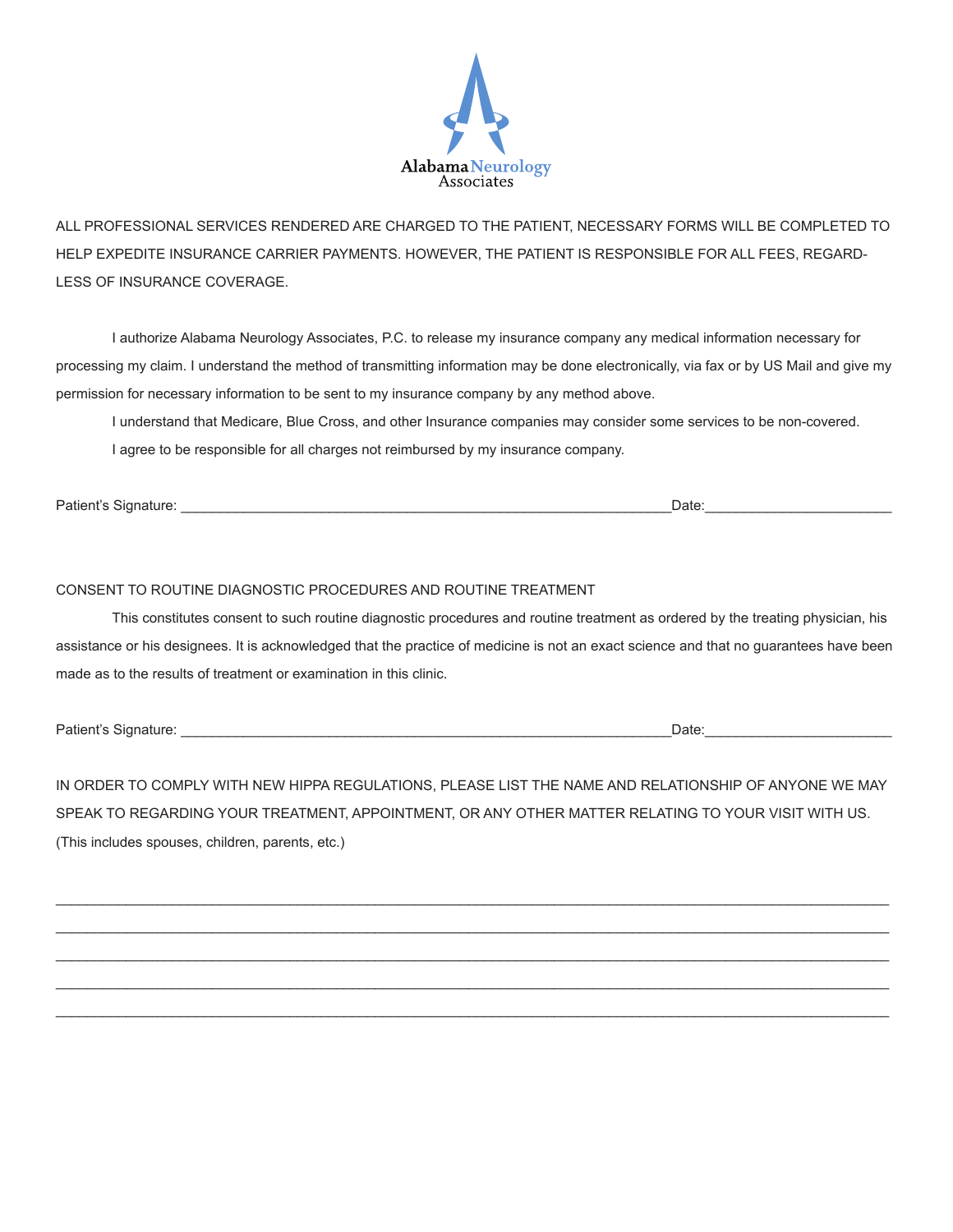**Alabama Neurology Associates**

ALL PROFESSIONAL SERVICES RENDERED ARE CHARGED TO THE PATIENT, NECESSARY FORMS WILL BE COMPLETED TO HELP EXPEDITE INSURANCE CARRIER PAYMENTS. HOWEVER, THE PATIENT IS RESPONSIBLE FOR ALL FEES, REGARDLESS OF INSURANCE COVERAGE.

I authorize Alabama Neurology Associates, P.C. to release my insurance company any medical information necessary for processing my claim. I understand the method of transmitting information may be done electronically, via fax or by US Mail and give my permission for necessary information to be sent to my insurance company by any method above.

I understand that Medicare, Blue Cross, and other Insurance companies may consider some services to be non-covered.

I agree to be responsible for all charges not reimbursed by my insurance company.

Patient's Signature: ______________________________________________________________Date:________________________

CONSENT TO ROUTINE DIAGNOSTIC PROCEDURES AND ROUTINE TREATMENT

This constitutes consent to such routine diagnostic procedures and routine treatment as ordered by the treating physician, his assistance or his designees. It is acknowledged that the practice of medicine is not an exact science and that no guarantees have been made as to the results of treatment or examination in this clinic.

Patient's Signature: ______________________________________________________________Date:________________________

IN ORDER TO COMPLY WITH NEW HIPPA REGULATIONS, PLEASE LIST THE NAME AND RELATIONSHIP OF ANYONE WE MAY SPEAK TO REGARDING YOUR TREATMENT, APPOINTMENT, OR ANY OTHER MATTER RELATING TO YOUR VISIT WITH US. (This includes spouses, children, parents, etc.)

______________________________________________________________________________________________

______________________________________________________________________________________________

______________________________________________________________________________________________

______________________________________________________________________________________________

______________________________________________________________________________________________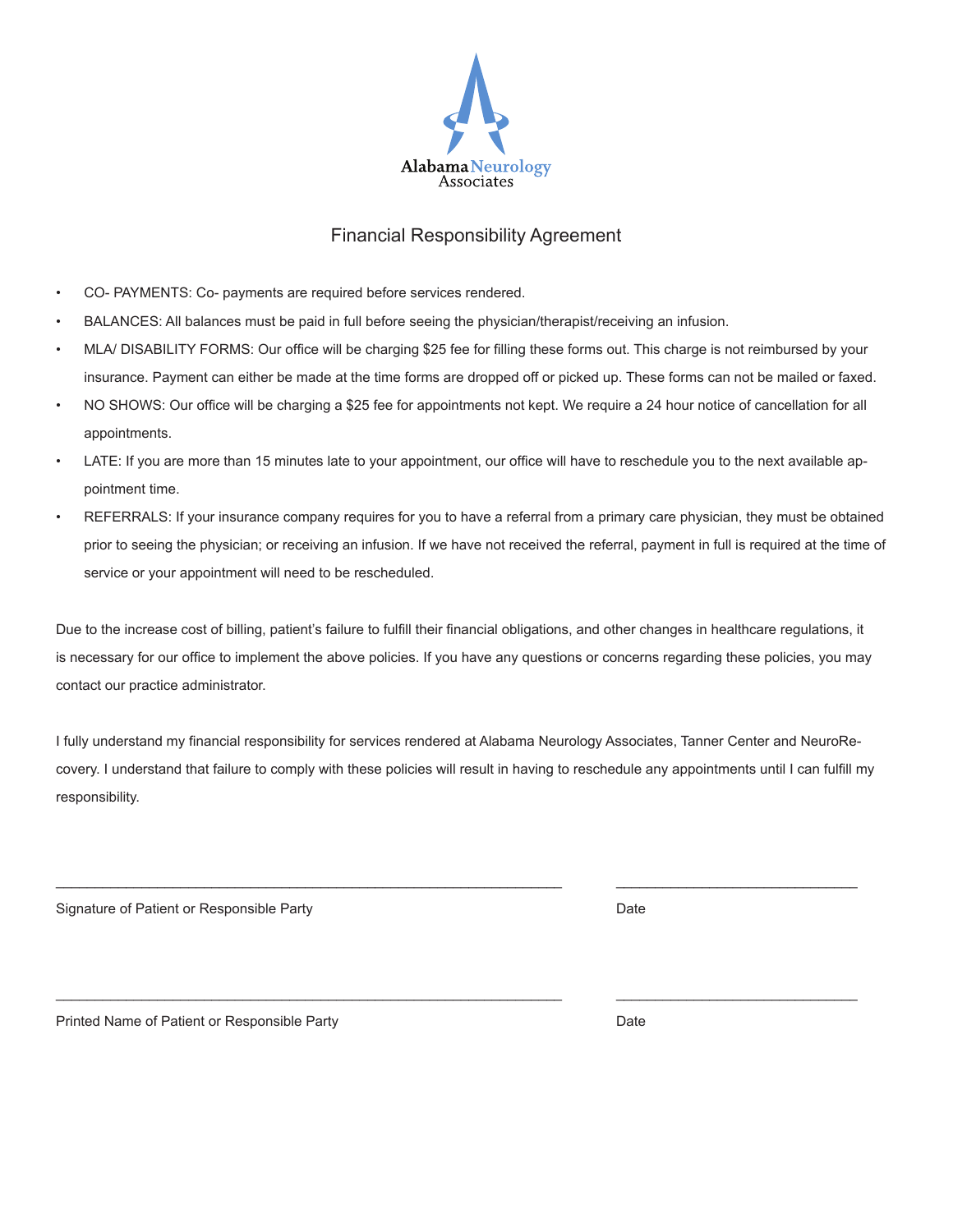Alabama Neurology Associates

# Financial Responsibility Agreement

- CO- PAYMENTS: Co- payments are required before services rendered.
- BALANCES: All balances must be paid in full before seeing the physician/therapist/receiving an infusion.
- MLA/ DISABILITY FORMS: Our office will be charging $25 fee for filling these forms out. This charge is not reimbursed by your insurance. Payment can either be made at the time forms are dropped off or picked up. These forms can not be mailed or faxed.
- NO SHOWS: Our office will be charging a $25 fee for appointments not kept. We require a 24 hour notice of cancellation for all appointments.
- LATE: If you are more than 15 minutes late to your appointment, our office will have to reschedule you to the next available appointment time.
- REFERRALS: If your insurance company requires for you to have a referral from a primary care physician, they must be obtained prior to seeing the physician; or receiving an infusion. If we have not received the referral, payment in full is required at the time of service or your appointment will need to be rescheduled.

Due to the increase cost of billing, patient's failure to fulfill their financial obligations, and other changes in healthcare regulations, it is necessary for our office to implement the above policies. If you have any questions or concerns regarding these policies, you may contact our practice administrator.

I fully understand my financial responsibility for services rendered at Alabama Neurology Associates, Tanner Center and NeuroRecovery. I understand that failure to comply with these policies will result in having to reschedule any appointments until I can fulfill my responsibility.

_______________________________________________ _______________________

Signature of Patient or Responsible Party Date

_______________________________________________ _______________________

Printed Name of Patient or Responsible Party Date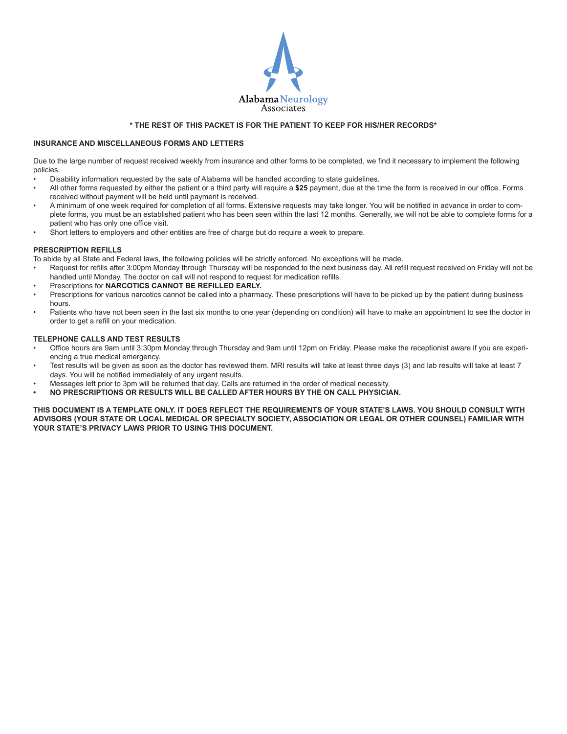Alabama Neurology Associates

**\* THE REST OF THIS PACKET IS FOR THE PATIENT TO KEEP FOR HIS/HER RECORDS\***

**INSURANCE AND MISCELLANEOUS FORMS AND LETTERS**

Due to the large number of request received weekly from insurance and other forms to be completed, we find it necessary to implement the following policies.

- Disability information requested by the sate of Alabama will be handled according to state guidelines.
- All other forms requested by either the patient or a third party will require a **$25** payment, due at the time the form is received in our office. Forms received without payment will be held until payment is received.
- A minimum of one week required for completion of all forms. Extensive requests may take longer. You will be notified in advance in order to complete forms, you must be an established patient who has been seen within the last 12 months. Generally, we will not be able to complete forms for a patient who has only one office visit.
- Short letters to employers and other entities are free of charge but do require a week to prepare.

**PRESCRIPTION REFILLS**

To abide by all State and Federal laws, the following policies will be strictly enforced. No exceptions will be made.

- Request for refills after 3:00pm Monday through Thursday will be responded to the next business day. All refill request received on Friday will not be handled until Monday. The doctor on call will not respond to request for medication refills.
- Prescriptions for **NARCOTICS CANNOT BE REFILLED EARLY.**
- Prescriptions for various narcotics cannot be called into a pharmacy. These prescriptions will have to be picked up by the patient during business hours.
- Patients who have not been seen in the last six months to one year (depending on condition) will have to make an appointment to see the doctor in order to get a refill on your medication.

**TELEPHONE CALLS AND TEST RESULTS**

- Office hours are 9am until 3:30pm Monday through Thursday and 9am until 12pm on Friday. Please make the receptionist aware if you are experiencing a true medical emergency.
- Test results will be given as soon as the doctor has reviewed them. MRI results will take at least three days (3) and lab results will take at least 7 days. You will be notified immediately of any urgent results.
- Messages left prior to 3pm will be returned that day. Calls are returned in the order of medical necessity.
- **NO PRESCRIPTIONS OR RESULTS WILL BE CALLED AFTER HOURS BY THE ON CALL PHYSICIAN.**

**THIS DOCUMENT IS A TEMPLATE ONLY. IT DOES REFLECT THE REQUIREMENTS OF YOUR STATE'S LAWS. YOU SHOULD CONSULT WITH ADVISORS (YOUR STATE OR LOCAL MEDICAL OR SPECIALTY SOCIETY, ASSOCIATION OR LEGAL OR OTHER COUNSEL) FAMILIAR WITH YOUR STATE'S PRIVACY LAWS PRIOR TO USING THIS DOCUMENT.**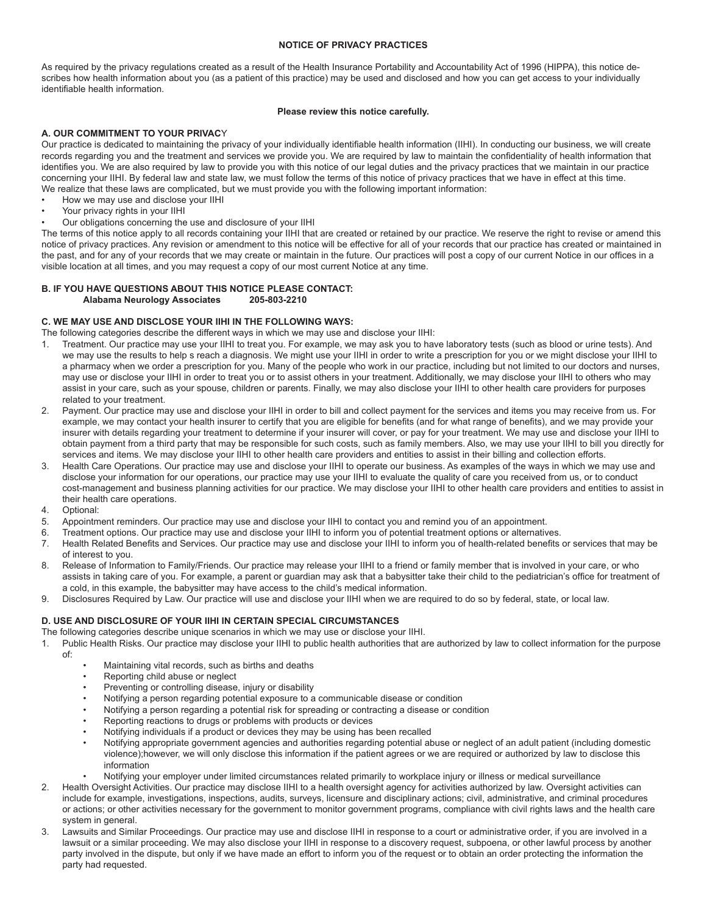# NOTICE OF PRIVACY PRACTICES

As required by the privacy regulations created as a result of the Health Insurance Portability and Accountability Act of 1996 (HIPPA), this notice describes how health information about you (as a patient of this practice) may be used and disclosed and how you can get access to your individually identifiable health information.

**Please review this notice carefully.**

## A. OUR COMMITMENT TO YOUR PRIVACY

Our practice is dedicated to maintaining the privacy of your individually identifiable health information (IIHI). In conducting our business, we will create records regarding you and the treatment and services we provide you. We are required by law to maintain the confidentiality of health information that identifies you. We are also required by law to provide you with this notice of our legal duties and the privacy practices that we maintain in our practice concerning your IIHI. By federal law and state law, we must follow the terms of this notice of privacy practices that we have in effect at this time.
We realize that these laws are complicated, but we must provide you with the following important information:

- How we may use and disclose your IIHI
- Your privacy rights in your IIHI
- Our obligations concerning the use and disclosure of your IIHI

The terms of this notice apply to all records containing your IIHI that are created or retained by our practice. We reserve the right to revise or amend this notice of privacy practices. Any revision or amendment to this notice will be effective for all of your records that our practice has created or maintained in the past, and for any of your records that we may create or maintain in the future. Our practices will post a copy of our current Notice in our offices in a visible location at all times, and you may request a copy of our most current Notice at any time.

## B. IF YOU HAVE QUESTIONS ABOUT THIS NOTICE PLEASE CONTACT:

**Alabama Neurology Associates 205-803-2210**

## C. WE MAY USE AND DISCLOSE YOUR IIHI IN THE FOLLOWING WAYS:

The following categories describe the different ways in which we may use and disclose your IIHI:

1. Treatment. Our practice may use your IIHI to treat you. For example, we may ask you to have laboratory tests (such as blood or urine tests). And we may use the results to help s reach a diagnosis. We might use your IIHI in order to write a prescription for you or we might disclose your IIHI to a pharmacy when we order a prescription for you. Many of the people who work in our practice, including but not limited to our doctors and nurses, may use or disclose your IIHI in order to treat you or to assist others in your treatment. Additionally, we may disclose your IIHI to others who may assist in your care, such as your spouse, children or parents. Finally, we may also disclose your IIHI to other health care providers for purposes related to your treatment.
2. Payment. Our practice may use and disclose your IIHI in order to bill and collect payment for the services and items you may receive from us. For example, we may contact your health insurer to certify that you are eligible for benefits (and for what range of benefits), and we may provide your insurer with details regarding your treatment to determine if your insurer will cover, or pay for your treatment. We may use and disclose your IIHI to obtain payment from a third party that may be responsible for such costs, such as family members. Also, we may use your IIHI to bill you directly for services and items. We may disclose your IIHI to other health care providers and entities to assist in their billing and collection efforts.
3. Health Care Operations. Our practice may use and disclose your IIHI to operate our business. As examples of the ways in which we may use and disclose your information for our operations, our practice may use your IIHI to evaluate the quality of care you received from us, or to conduct cost-management and business planning activities for our practice. We may disclose your IIHI to other health care providers and entities to assist in their health care operations.
4. Optional:
5. Appointment reminders. Our practice may use and disclose your IIHI to contact you and remind you of an appointment.
6. Treatment options. Our practice may use and disclose your IIHI to inform you of potential treatment options or alternatives.
7. Health Related Benefits and Services. Our practice may use and disclose your IIHI to inform you of health-related benefits or services that may be of interest to you.
8. Release of Information to Family/Friends. Our practice may release your IIHI to a friend or family member that is involved in your care, or who assists in taking care of you. For example, a parent or guardian may ask that a babysitter take their child to the pediatrician's office for treatment of a cold, in this example, the babysitter may have access to the child's medical information.
9. Disclosures Required by Law. Our practice will use and disclose your IIHI when we are required to do so by federal, state, or local law.

## D. USE AND DISCLOSURE OF YOUR IIHI IN CERTAIN SPECIAL CIRCUMSTANCES

The following categories describe unique scenarios in which we may use or disclose your IIHI.

1. Public Health Risks. Our practice may disclose your IIHI to public health authorities that are authorized by law to collect information for the purpose of:
   - Maintaining vital records, such as births and deaths
   - Reporting child abuse or neglect
   - Preventing or controlling disease, injury or disability
   - Notifying a person regarding potential exposure to a communicable disease or condition
   - Notifying a person regarding a potential risk for spreading or contracting a disease or condition
   - Reporting reactions to drugs or problems with products or devices
   - Notifying individuals if a product or devices they may be using has been recalled
   - Notifying appropriate government agencies and authorities regarding potential abuse or neglect of an adult patient (including domestic violence);however, we will only disclose this information if the patient agrees or we are required or authorized by law to disclose this information
   - Notifying your employer under limited circumstances related primarily to workplace injury or illness or medical surveillance
2. Health Oversight Activities. Our practice may disclose IIHI to a health oversight agency for activities authorized by law. Oversight activities can include for example, investigations, inspections, audits, surveys, licensure and disciplinary actions; civil, administrative, and criminal procedures or actions; or other activities necessary for the government to monitor government programs, compliance with civil rights laws and the health care system in general.
3. Lawsuits and Similar Proceedings. Our practice may use and disclose IIHI in response to a court or administrative order, if you are involved in a lawsuit or a similar proceeding. We may also disclose your IIHI in response to a discovery request, subpoena, or other lawful process by another party involved in the dispute, but only if we have made an effort to inform you of the request or to obtain an order protecting the information the party had requested.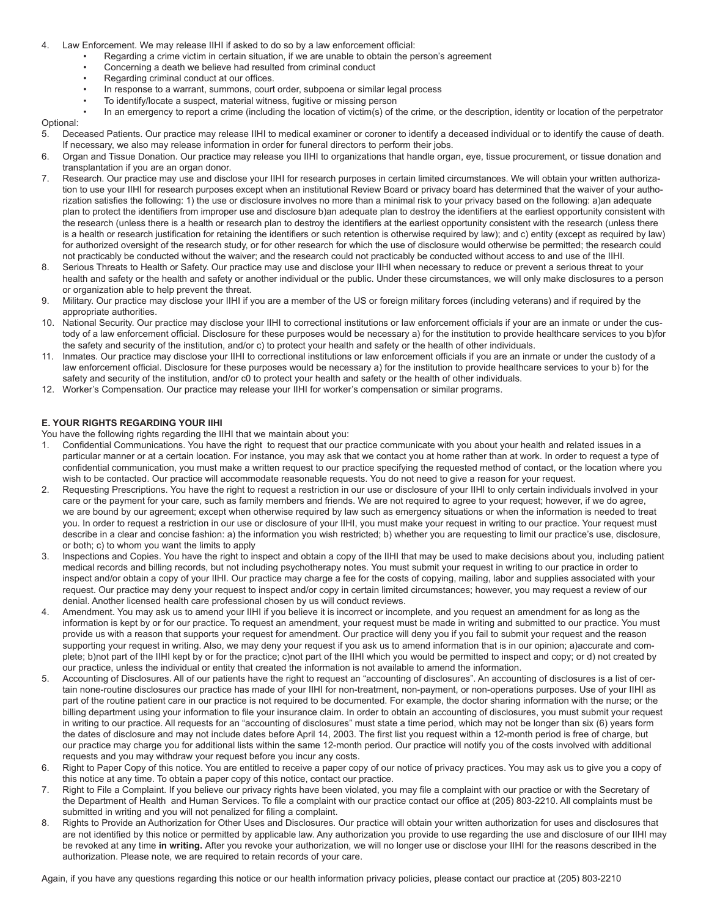4. Law Enforcement. We may release IIHI if asked to do so by a law enforcement official:
   - Regarding a crime victim in certain situation, if we are unable to obtain the person's agreement
   - Concerning a death we believe had resulted from criminal conduct
   - Regarding criminal conduct at our offices.
   - In response to a warrant, summons, court order, subpoena or similar legal process
   - To identify/locate a suspect, material witness, fugitive or missing person
   - In an emergency to report a crime (including the location of victim(s) of the crime, or the description, identity or location of the perpetrator

Optional:

5. Deceased Patients. Our practice may release IIHI to medical examiner or coroner to identify a deceased individual or to identify the cause of death. If necessary, we also may release information in order for funeral directors to perform their jobs.
6. Organ and Tissue Donation. Our practice may release you IIHI to organizations that handle organ, eye, tissue procurement, or tissue donation and transplantation if you are an organ donor.
7. Research. Our practice may use and disclose your IIHI for research purposes in certain limited circumstances. We will obtain your written authorization to use your IIHI for research purposes except when an institutional Review Board or privacy board has determined that the waiver of your authorization satisfies the following: 1) the use or disclosure involves no more than a minimal risk to your privacy based on the following: a)an adequate plan to protect the identifiers from improper use and disclosure b)an adequate plan to destroy the identifiers at the earliest opportunity consistent with the research (unless there is a health or research plan to destroy the identifiers at the earliest opportunity consistent with the research (unless there is a health or research justification for retaining the identifiers or such retention is otherwise required by law); and c) entity (except as required by law) for authorized oversight of the research study, or for other research for which the use of disclosure would otherwise be permitted; the research could not practicably be conducted without the waiver; and the research could not practicably be conducted without access to and use of the IIHI.
8. Serious Threats to Health or Safety. Our practice may use and disclose your IIHI when necessary to reduce or prevent a serious threat to your health and safety or the health and safety or another individual or the public. Under these circumstances, we will only make disclosures to a person or organization able to help prevent the threat.
9. Military. Our practice may disclose your IIHI if you are a member of the US or foreign military forces (including veterans) and if required by the appropriate authorities.
10. National Security. Our practice may disclose your IIHI to correctional institutions or law enforcement officials if your are an inmate or under the custody of a law enforcement official. Disclosure for these purposes would be necessary a) for the institution to provide healthcare services to you b)for the safety and security of the institution, and/or c) to protect your health and safety or the health of other individuals.
11. Inmates. Our practice may disclose your IIHI to correctional institutions or law enforcement officials if you are an inmate or under the custody of a law enforcement official. Disclosure for these purposes would be necessary a) for the institution to provide healthcare services to your b) for the safety and security of the institution, and/or c0 to protect your health and safety or the health of other individuals.
12. Worker's Compensation. Our practice may release your IIHI for worker's compensation or similar programs.

**E. YOUR RIGHTS REGARDING YOUR IIHI**

You have the following rights regarding the IIHI that we maintain about you:

1. Confidential Communications. You have the right to request that our practice communicate with you about your health and related issues in a particular manner or at a certain location. For instance, you may ask that we contact you at home rather than at work. In order to request a type of confidential communication, you must make a written request to our practice specifying the requested method of contact, or the location where you wish to be contacted. Our practice will accommodate reasonable requests. You do not need to give a reason for your request.
2. Requesting Prescriptions. You have the right to request a restriction in our use or disclosure of your IIHI to only certain individuals involved in your care or the payment for your care, such as family members and friends. We are not required to agree to your request; however, if we do agree, we are bound by our agreement; except when otherwise required by law such as emergency situations or when the information is needed to treat you. In order to request a restriction in our use or disclosure of your IIHI, you must make your request in writing to our practice. Your request must describe in a clear and concise fashion: a) the information you wish restricted; b) whether you are requesting to limit our practice's use, disclosure, or both; c) to whom you want the limits to apply
3. Inspections and Copies. You have the right to inspect and obtain a copy of the IIHI that may be used to make decisions about you, including patient medical records and billing records, but not including psychotherapy notes. You must submit your request in writing to our practice in order to inspect and/or obtain a copy of your IIHI. Our practice may charge a fee for the costs of copying, mailing, labor and supplies associated with your request. Our practice may deny your request to inspect and/or copy in certain limited circumstances; however, you may request a review of our denial. Another licensed health care professional chosen by us will conduct reviews.
4. Amendment. You may ask us to amend your IIHI if you believe it is incorrect or incomplete, and you request an amendment for as long as the information is kept by or for our practice. To request an amendment, your request must be made in writing and submitted to our practice. You must provide us with a reason that supports your request for amendment. Our practice will deny you if you fail to submit your request and the reason supporting your request in writing. Also, we may deny your request if you ask us to amend information that is in our opinion; a)accurate and complete; b)not part of the IIHI kept by or for the practice; c)not part of the IIHI which you would be permitted to inspect and copy; or d) not created by our practice, unless the individual or entity that created the information is not available to amend the information.
5. Accounting of Disclosures. All of our patients have the right to request an "accounting of disclosures". An accounting of disclosures is a list of certain none-routine disclosures our practice has made of your IIHI for non-treatment, non-payment, or non-operations purposes. Use of your IIHI as part of the routine patient care in our practice is not required to be documented. For example, the doctor sharing information with the nurse; or the billing department using your information to file your insurance claim. In order to obtain an accounting of disclosures, you must submit your request in writing to our practice. All requests for an "accounting of disclosures" must state a time period, which may not be longer than six (6) years form the dates of disclosure and may not include dates before April 14, 2003. The first list you request within a 12-month period is free of charge, but our practice may charge you for additional lists within the same 12-month period. Our practice will notify you of the costs involved with additional requests and you may withdraw your request before you incur any costs.
6. Right to Paper Copy of this notice. You are entitled to receive a paper copy of our notice of privacy practices. You may ask us to give you a copy of this notice at any time. To obtain a paper copy of this notice, contact our practice.
7. Right to File a Complaint. If you believe our privacy rights have been violated, you may file a complaint with our practice or with the Secretary of the Department of Health and Human Services. To file a complaint with our practice contact our office at (205) 803-2210. All complaints must be submitted in writing and you will not penalized for filing a complaint.
8. Rights to Provide an Authorization for Other Uses and Disclosures. Our practice will obtain your written authorization for uses and disclosures that are not identified by this notice or permitted by applicable law. Any authorization you provide to use regarding the use and disclosure of our IIHI may be revoked at any time **in writing.** After you revoke your authorization, we will no longer use or disclose your IIHI for the reasons described in the authorization. Please note, we are required to retain records of your care.

Again, if you have any questions regarding this notice or our health information privacy policies, please contact our practice at (205) 803-2210